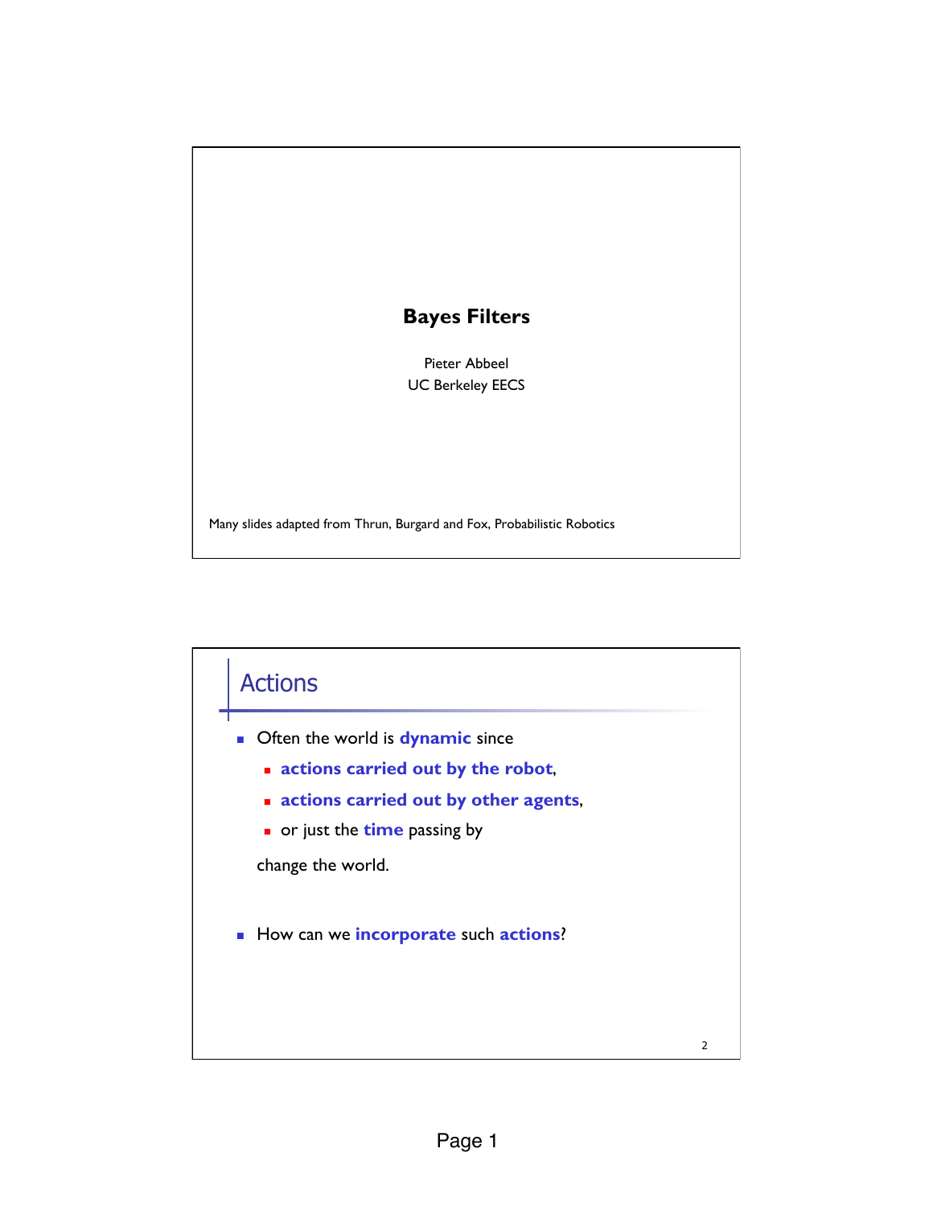# Bayes Filters

Pieter Abbeel
UC Berkeley EECS

Many slides adapted from Thrun, Burgard and Fox, Probabilistic Robotics

## Actions

- Often the world is **dynamic** since
  - **actions carried out by the robot**,
  - **actions carried out by other agents**,
  - or just the **time** passing by

  change the world.

- How can we **incorporate** such **actions**?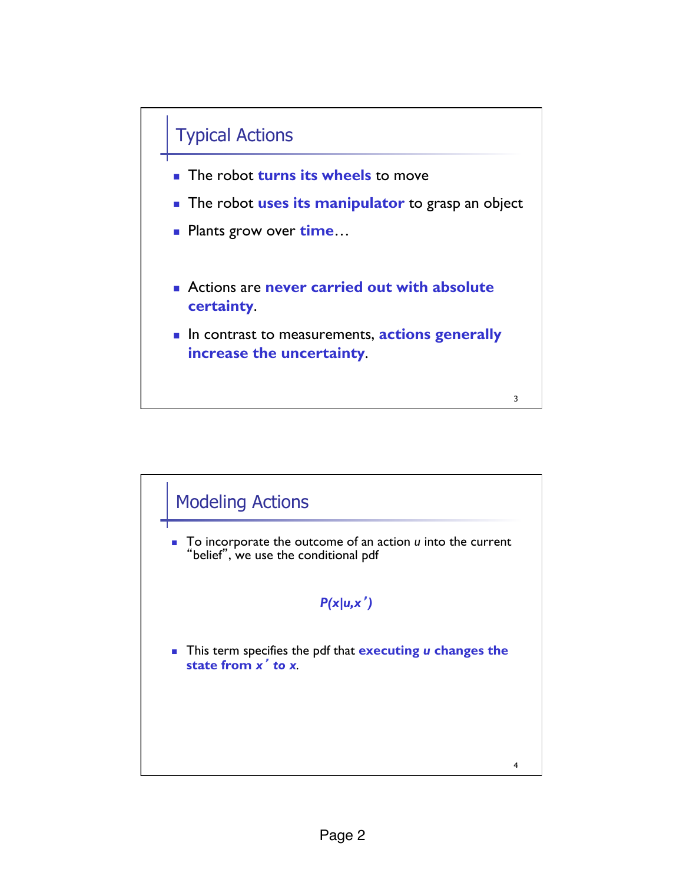## Typical Actions

- The robot **turns its wheels** to move
- The robot **uses its manipulator** to grasp an object
- Plants grow over **time**…

- Actions are **never carried out with absolute certainty**.
- In contrast to measurements, **actions generally increase the uncertainty**.

## Modeling Actions

- To incorporate the outcome of an action $u$ into the current "belief", we use the conditional pdf

$$P(x|u,x')$$

- This term specifies the pdf that **executing $u$ changes the state from $x'$ to $x$**.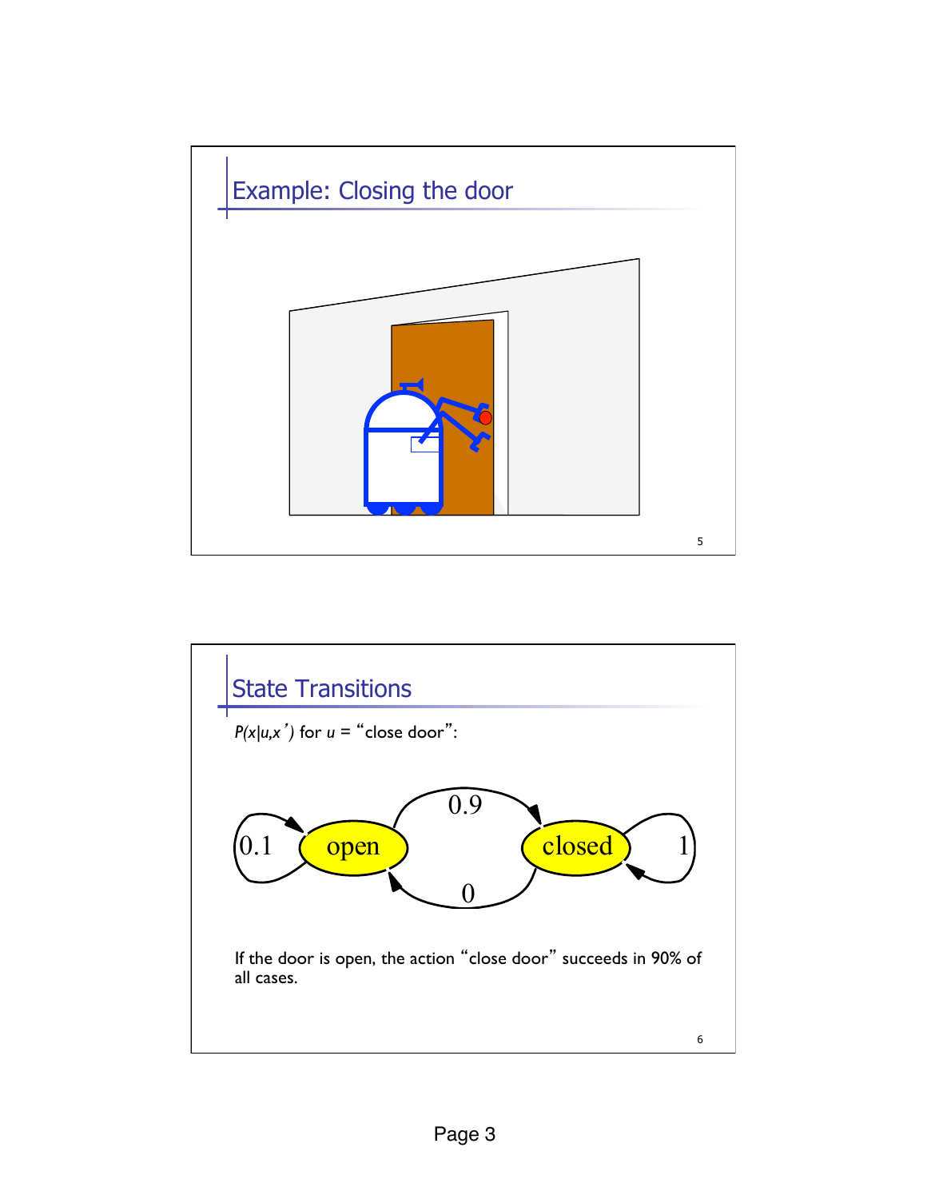## Example: Closing the door

## State Transitions

$P(x|u,x')$ for $u$ = "close door":

If the door is open, the action "close door" succeeds in 90% of all cases.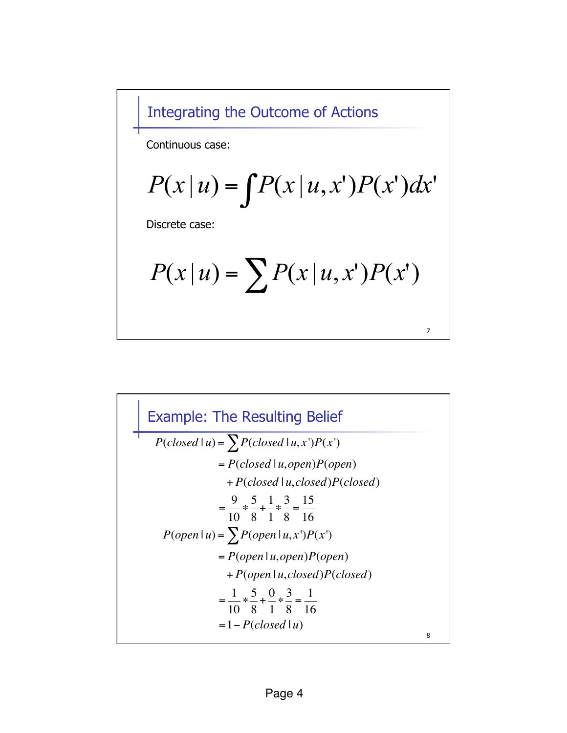## Integrating the Outcome of Actions

Continuous case:

$$P(x \mid u) = \int P(x \mid u, x')P(x')dx'$$

Discrete case:

$$P(x \mid u) = \sum P(x \mid u, x')P(x')$$

## Example: The Resulting Belief

$$
\begin{aligned}
P(closed \mid u) &= \sum P(closed \mid u, x')P(x') \\
&= P(closed \mid u, open)P(open) \\
&\quad + P(closed \mid u, closed)P(closed) \\
&= \frac{9}{10} * \frac{5}{8} + \frac{1}{1} * \frac{3}{8} = \frac{15}{16} \\
P(open \mid u) &= \sum P(open \mid u, x')P(x') \\
&= P(open \mid u, open)P(open) \\
&\quad + P(open \mid u, closed)P(closed) \\
&= \frac{1}{10} * \frac{5}{8} + \frac{0}{1} * \frac{3}{8} = \frac{1}{16} \\
&= 1 - P(closed \mid u)
\end{aligned}
$$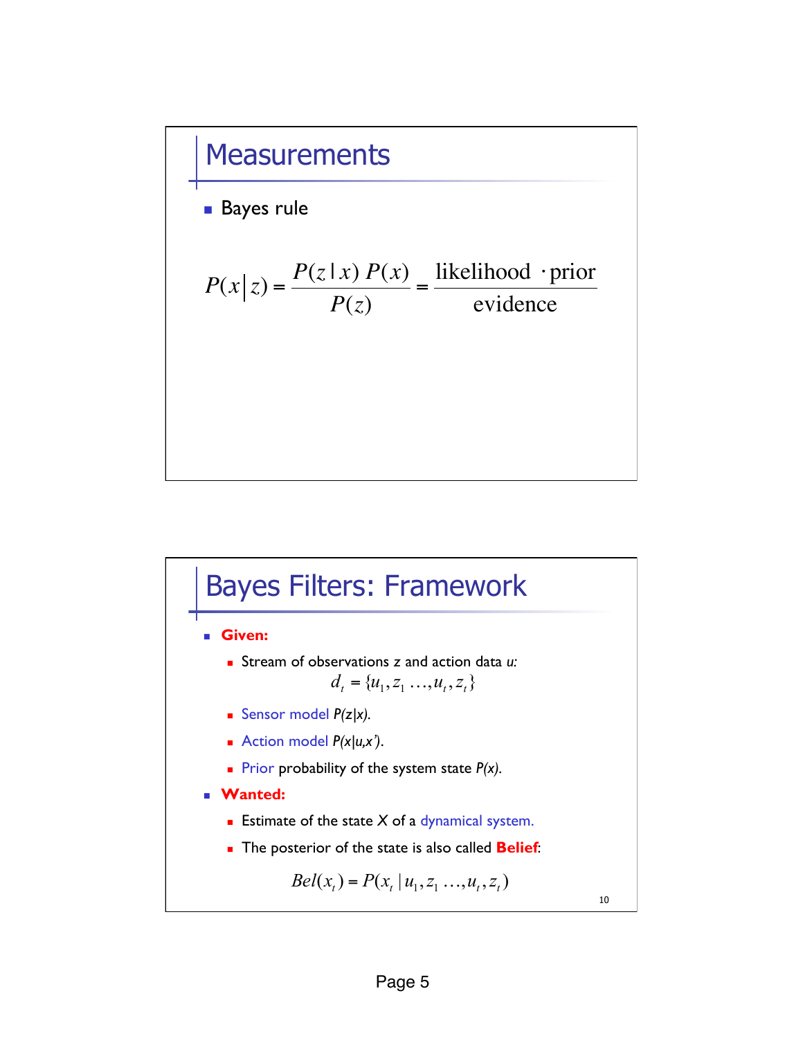## Measurements

- Bayes rule

$$P(x|z) = \frac{P(z|x)\,P(x)}{P(z)} = \frac{\text{likelihood} \cdot \text{prior}}{\text{evidence}}$$

## Bayes Filters: Framework

- **Given:**
  - Stream of observations z and action data *u:*

    $$d_t = \{u_1, z_1 \ldots, u_t, z_t\}$$

  - Sensor model *P(z|x).*
  - Action model *P(x|u,x').*
  - Prior probability of the system state *P(x).*
- **Wanted:**
  - Estimate of the state *X* of a dynamical system.
  - The posterior of the state is also called **Belief**:

$$Bel(x_t) = P(x_t \mid u_1, z_1 \ldots, u_t, z_t)$$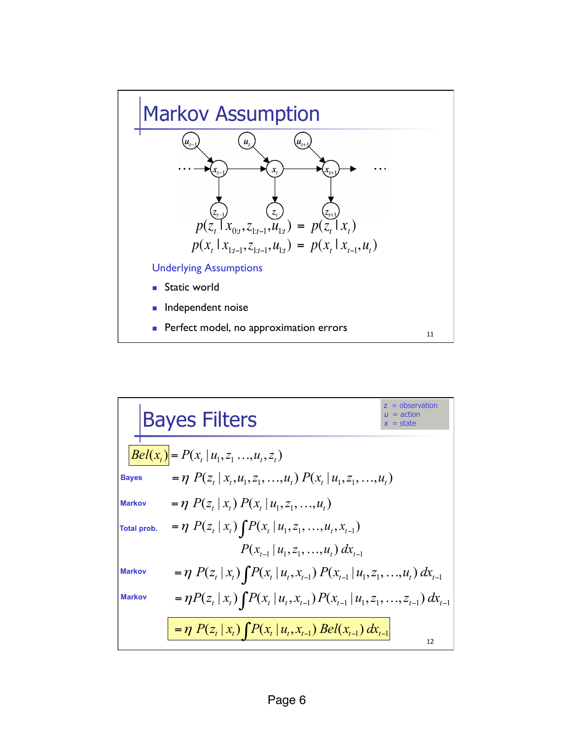# Markov Assumption

$$p(z_t \mid x_{0:t}, z_{1:t-1}, u_{1:t}) = p(z_t \mid x_t)$$

$$p(x_t \mid x_{1:t-1}, z_{1:t-1}, u_{1:t}) = p(x_t \mid x_{t-1}, u_t)$$

### Underlying Assumptions

- Static world
- Independent noise
- Perfect model, no approximation errors

# Bayes Filters

$z$ = observation
$u$ = action
$x$ = state

$$Bel(x_t) = P(x_t \mid u_1, z_1 \ldots, u_t, z_t)$$

**Bayes** $$= \eta \; P(z_t \mid x_t, u_1, z_1, \ldots, u_t) \; P(x_t \mid u_1, z_1, \ldots, u_t)$$

**Markov** $$= \eta \; P(z_t \mid x_t) \; P(x_t \mid u_1, z_1, \ldots, u_t)$$

**Total prob.** $$= \eta \; P(z_t \mid x_t) \int P(x_t \mid u_1, z_1, \ldots, u_t, x_{t-1}) \; P(x_{t-1} \mid u_1, z_1, \ldots, u_t) \; dx_{t-1}$$

**Markov** $$= \eta \; P(z_t \mid x_t) \int P(x_t \mid u_t, x_{t-1}) \; P(x_{t-1} \mid u_1, z_1, \ldots, u_t) \; dx_{t-1}$$

**Markov** $$= \eta P(z_t \mid x_t) \int P(x_t \mid u_t, x_{t-1}) \; P(x_{t-1} \mid u_1, z_1, \ldots, z_{t-1}) \; dx_{t-1}$$

$$= \eta \; P(z_t \mid x_t) \int P(x_t \mid u_t, x_{t-1}) \; Bel(x_{t-1}) \; dx_{t-1}$$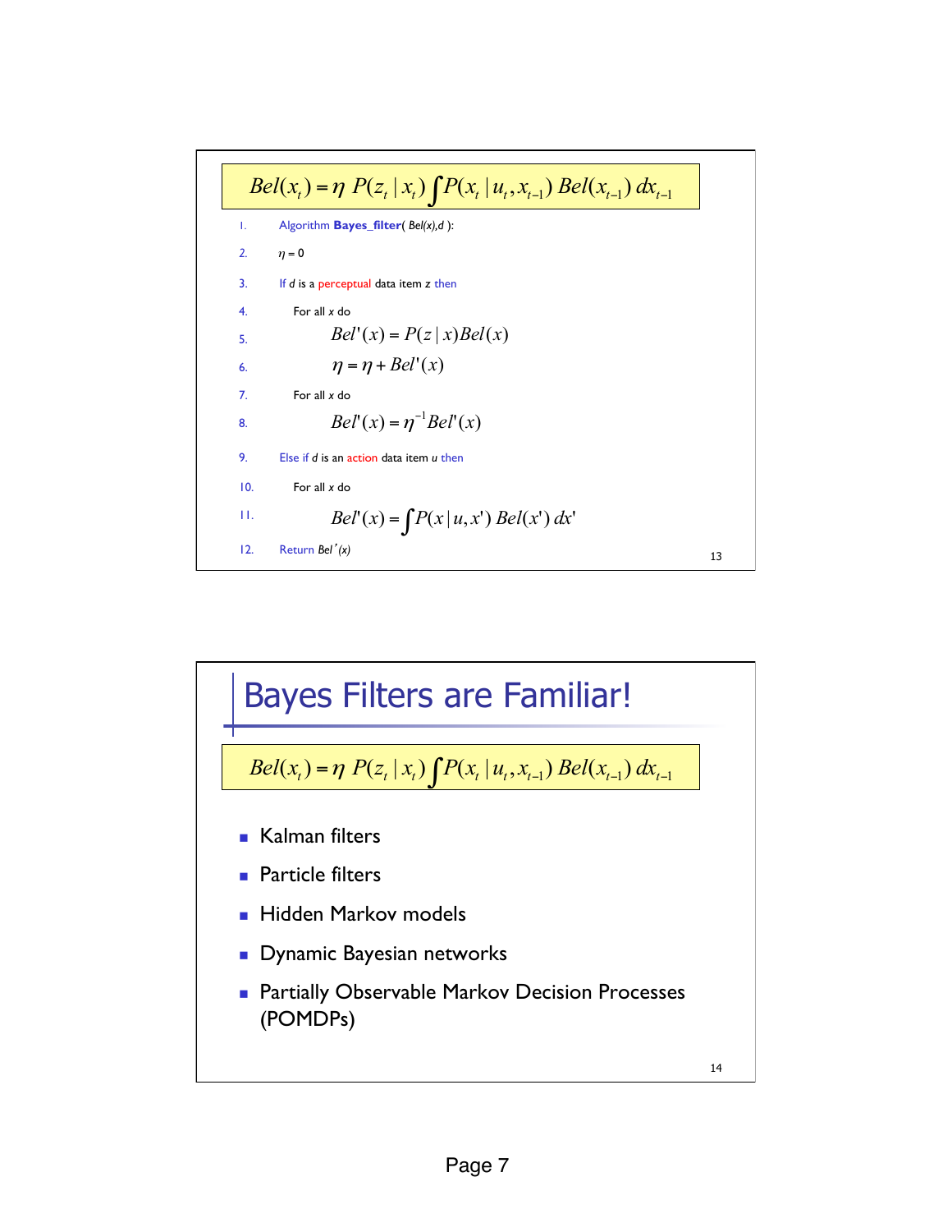$$Bel(x_t) = \eta \; P(z_t \mid x_t) \int P(x_t \mid u_t, x_{t-1}) \; Bel(x_{t-1}) \; dx_{t-1}$$

1. Algorithm **Bayes_filter**( *Bel(x),d* ):
2. $\eta = 0$
3. If *d* is a perceptual data item z then
4. For all *x* do
5. $$Bel'(x) = P(z \mid x) Bel(x)$$
6. $$\eta = \eta + Bel'(x)$$
7. For all *x* do
8. $$Bel'(x) = \eta^{-1} Bel'(x)$$
9. Else if *d* is an action data item *u* then
10. For all *x* do
11. $$Bel'(x) = \int P(x \mid u, x') \; Bel(x') \; dx'$$
12. Return *Bel'(x)*

# Bayes Filters are Familiar!

$$Bel(x_t) = \eta \; P(z_t \mid x_t) \int P(x_t \mid u_t, x_{t-1}) \; Bel(x_{t-1}) \; dx_{t-1}$$

- Kalman filters
- Particle filters
- Hidden Markov models
- Dynamic Bayesian networks
- Partially Observable Markov Decision Processes (POMDPs)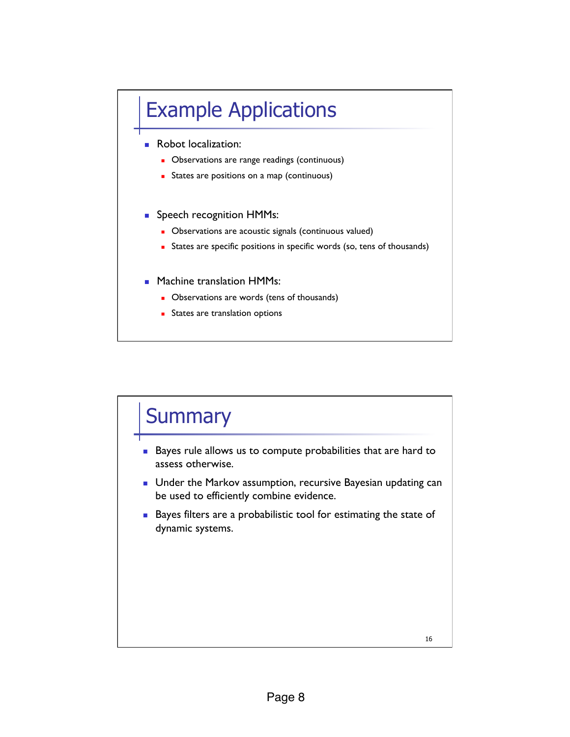## Example Applications

- Robot localization:
  - Observations are range readings (continuous)
  - States are positions on a map (continuous)
- Speech recognition HMMs:
  - Observations are acoustic signals (continuous valued)
  - States are specific positions in specific words (so, tens of thousands)
- Machine translation HMMs:
  - Observations are words (tens of thousands)
  - States are translation options

## Summary

- Bayes rule allows us to compute probabilities that are hard to assess otherwise.
- Under the Markov assumption, recursive Bayesian updating can be used to efficiently combine evidence.
- Bayes filters are a probabilistic tool for estimating the state of dynamic systems.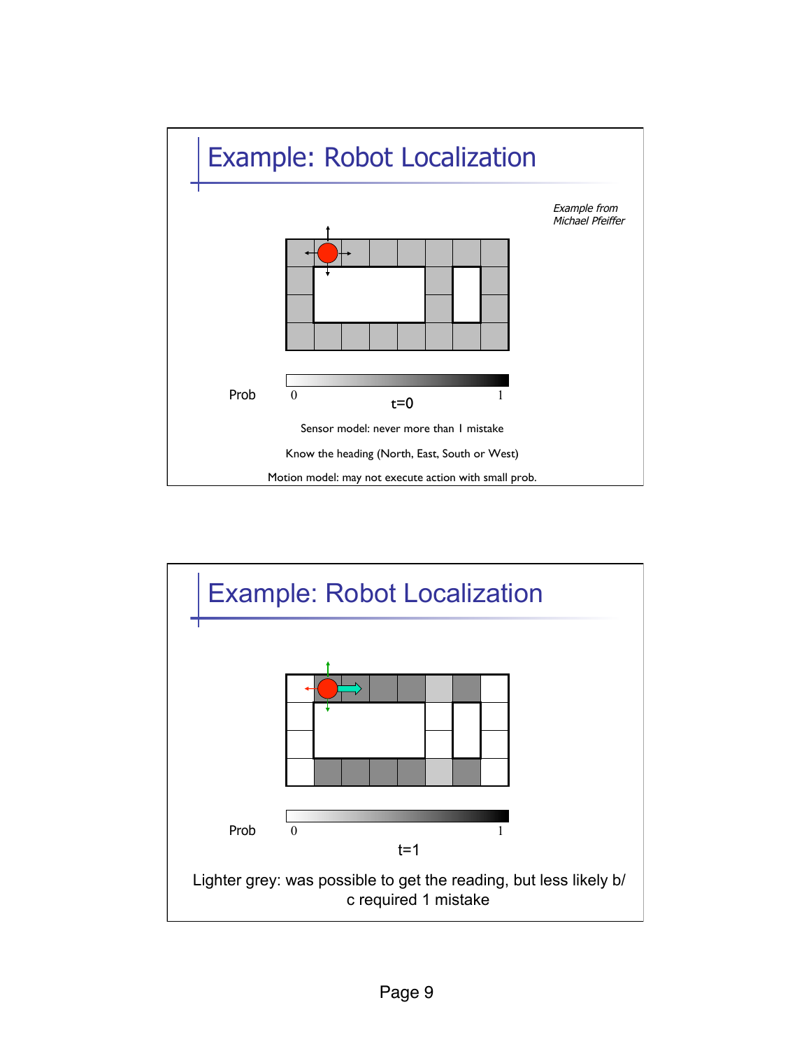# Example: Robot Localization

*Example from Michael Pfeiffer*

Prob 0 1

t=0

Sensor model: never more than 1 mistake

Know the heading (North, East, South or West)

Motion model: may not execute action with small prob.

# Example: Robot Localization

Prob 0 1

t=1

Lighter grey: was possible to get the reading, but less likely b/c required 1 mistake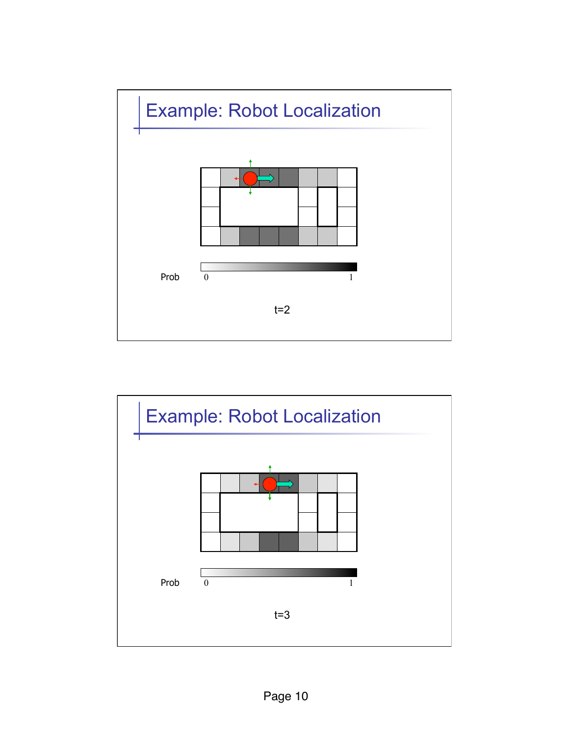## Example: Robot Localization

Prob 0 1

t=2

## Example: Robot Localization

Prob 0 1

t=3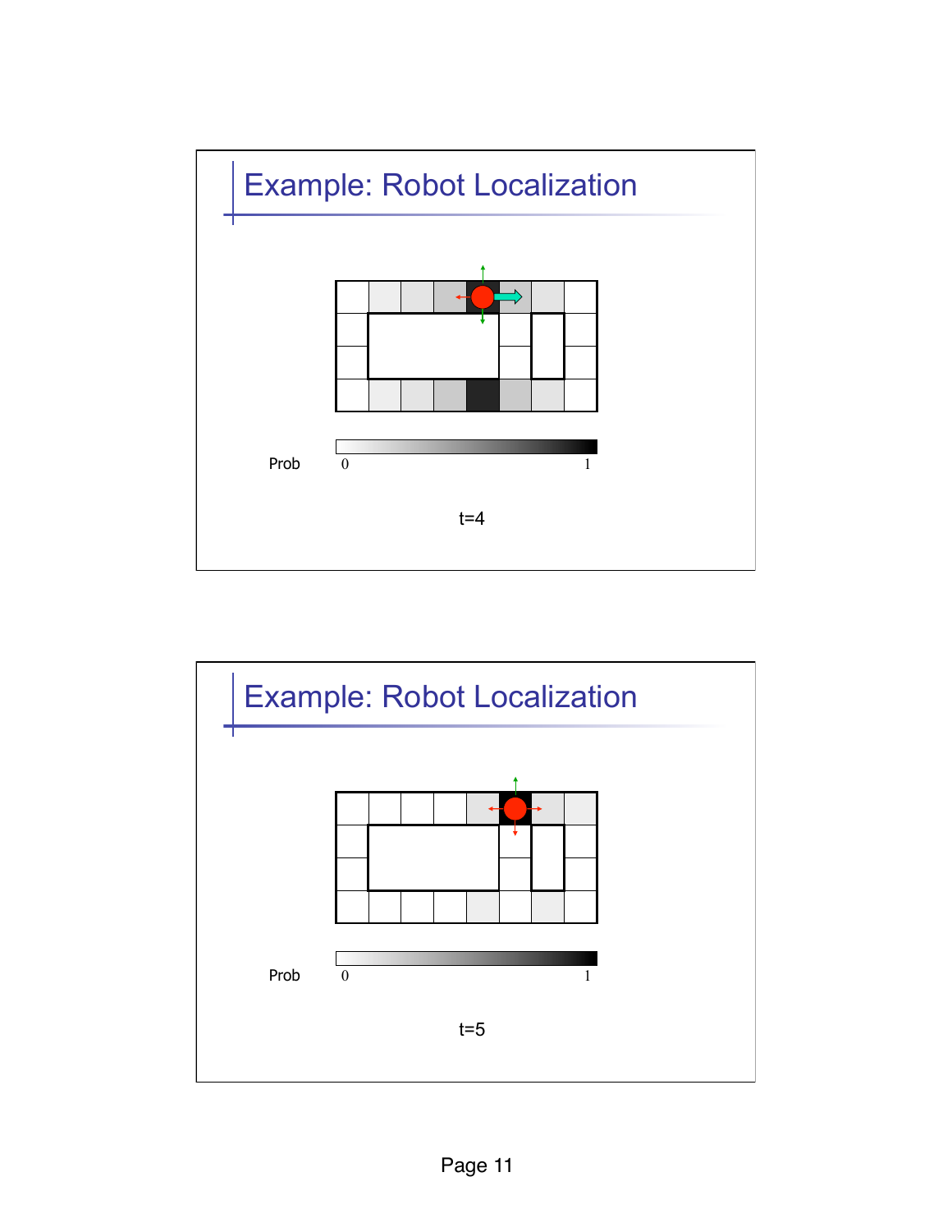## Example: Robot Localization

Prob 0 1

t=4

## Example: Robot Localization

Prob 0 1

t=5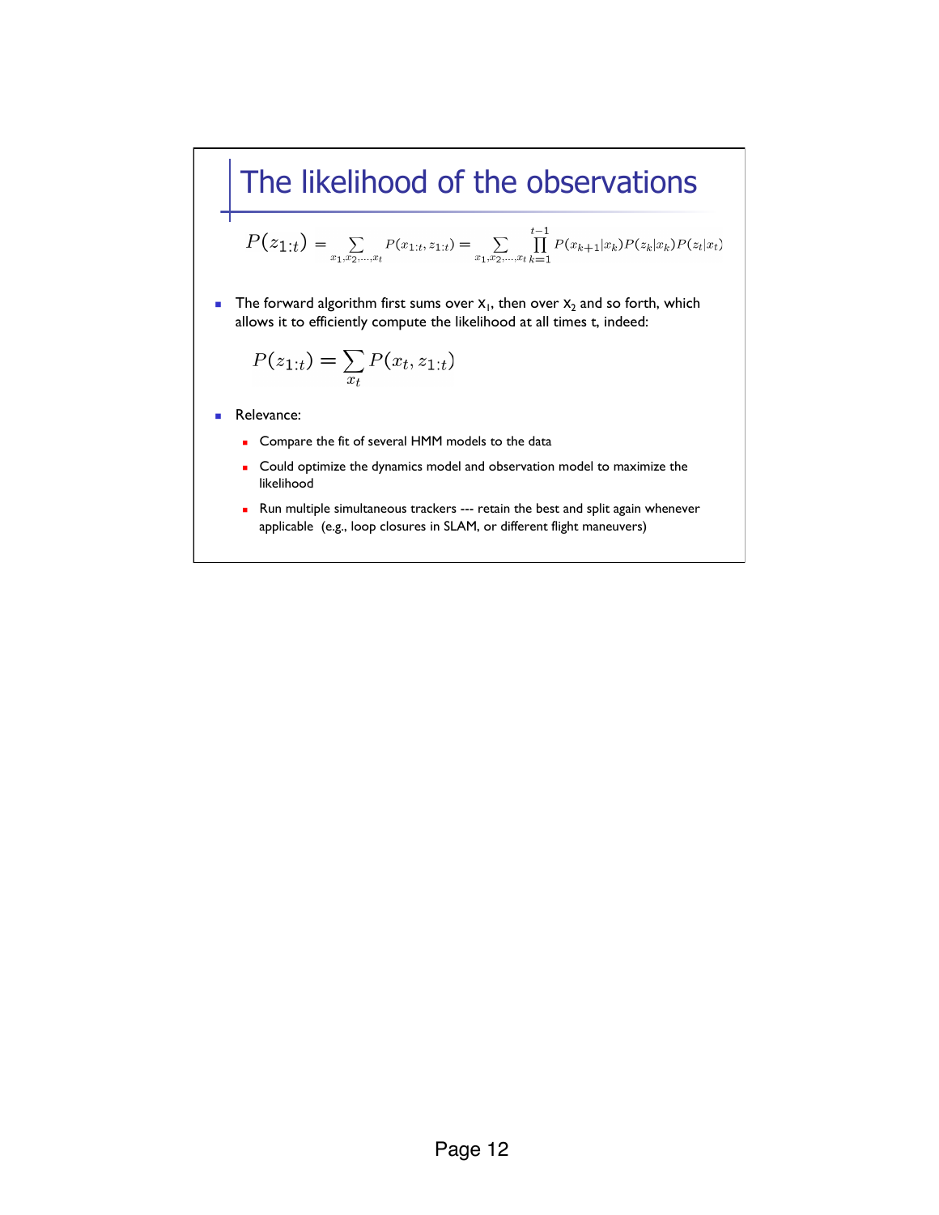# The likelihood of the observations

$$P(z_{1:t}) = \sum_{x_1, x_2, \ldots, x_t} P(x_{1:t}, z_{1:t}) = \sum_{x_1, x_2, \ldots, x_t} \prod_{k=1}^{t-1} P(x_{k+1}|x_k) P(z_k|x_k) P(z_t|x_t)$$

- The forward algorithm first sums over $x_1$, then over $x_2$ and so forth, which allows it to efficiently compute the likelihood at all times t, indeed:

$$P(z_{1:t}) = \sum_{x_t} P(x_t, z_{1:t})$$

- Relevance:
  - Compare the fit of several HMM models to the data
  - Could optimize the dynamics model and observation model to maximize the likelihood
  - Run multiple simultaneous trackers --- retain the best and split again whenever applicable (e.g., loop closures in SLAM, or different flight maneuvers)